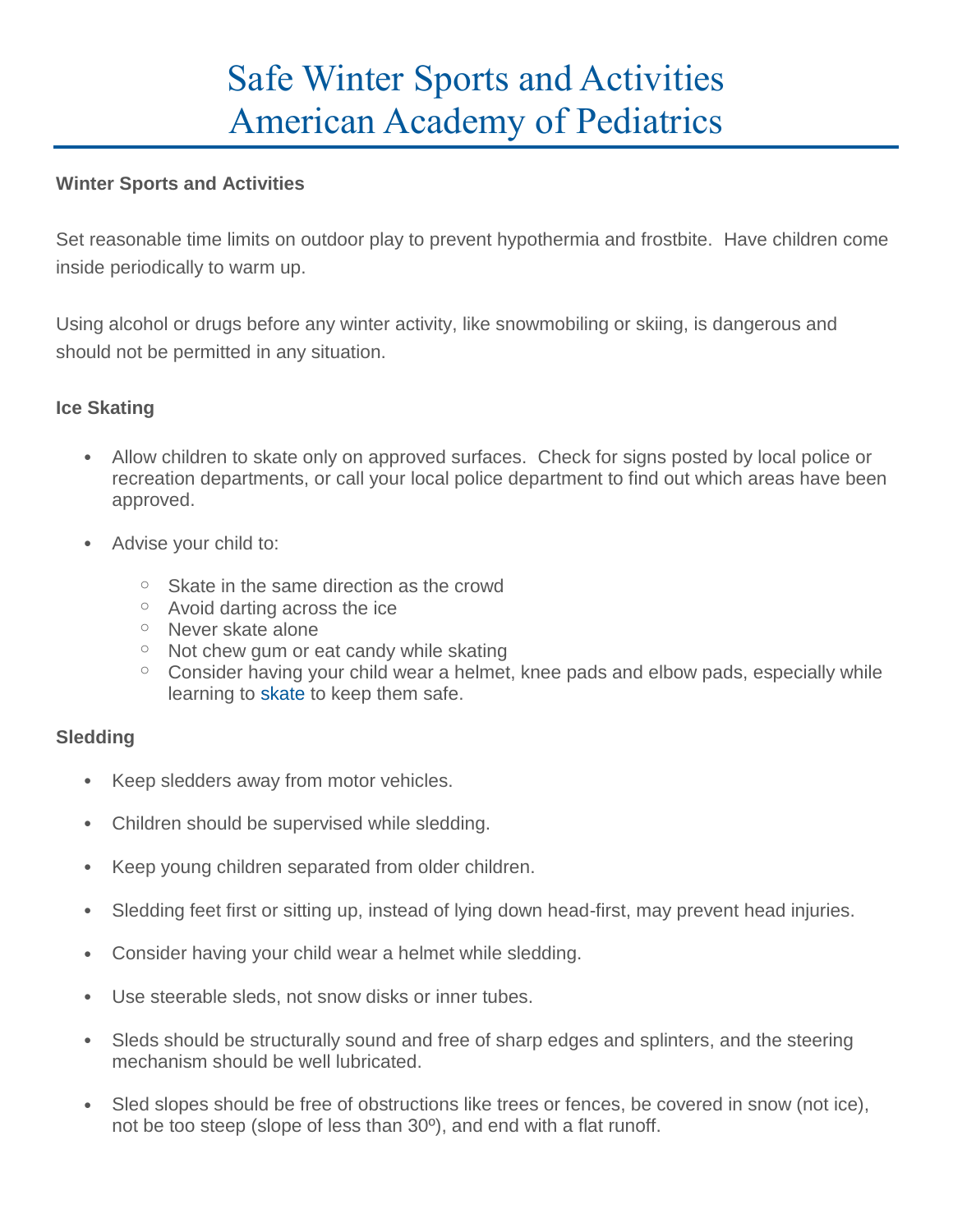# Safe Winter Sports and Activities
# American Academy of Pediatrics

**Winter Sports and Activities**

Set reasonable time limits on outdoor play to prevent hypothermia and frostbite. Have children come inside periodically to warm up.

Using alcohol or drugs before any winter activity, like snowmobiling or skiing, is dangerous and should not be permitted in any situation.

**Ice Skating**

- Allow children to skate only on approved surfaces. Check for signs posted by local police or recreation departments, or call your local police department to find out which areas have been approved.
- Advise your child to:
  - Skate in the same direction as the crowd
  - Avoid darting across the ice
  - Never skate alone
  - Not chew gum or eat candy while skating
  - Consider having your child wear a helmet, knee pads and elbow pads, especially while learning to skate to keep them safe.

**Sledding**

- Keep sledders away from motor vehicles.
- Children should be supervised while sledding.
- Keep young children separated from older children.
- Sledding feet first or sitting up, instead of lying down head-first, may prevent head injuries.
- Consider having your child wear a helmet while sledding.
- Use steerable sleds, not snow disks or inner tubes.
- Sleds should be structurally sound and free of sharp edges and splinters, and the steering mechanism should be well lubricated.
- Sled slopes should be free of obstructions like trees or fences, be covered in snow (not ice), not be too steep (slope of less than 30º), and end with a flat runoff.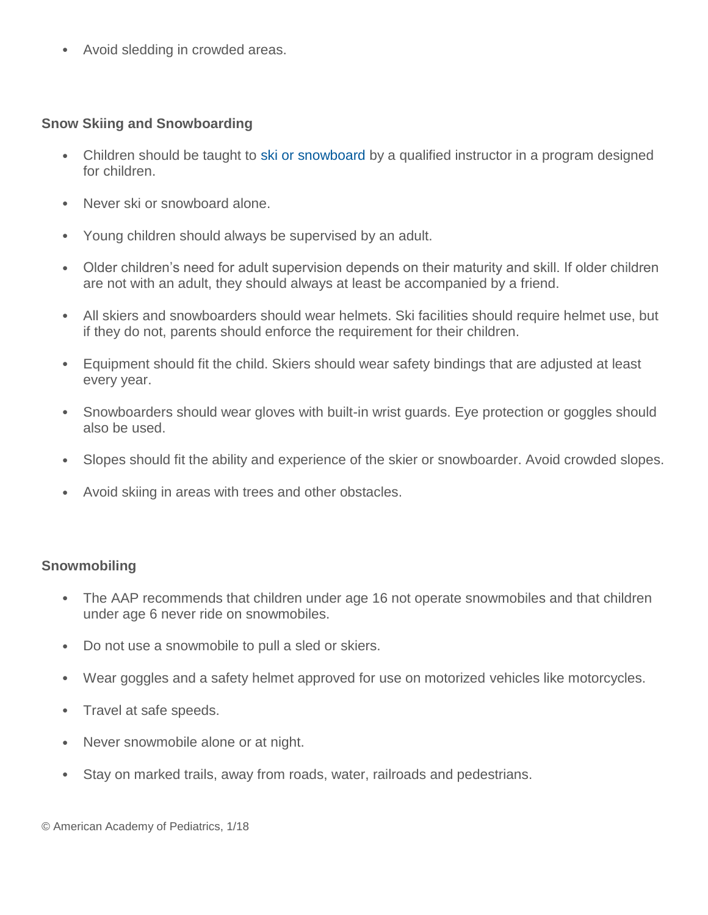- Avoid sledding in crowded areas.

**Snow Skiing and Snowboarding**

- Children should be taught to ski or snowboard by a qualified instructor in a program designed for children.
- Never ski or snowboard alone.
- Young children should always be supervised by an adult.
- Older children's need for adult supervision depends on their maturity and skill. If older children are not with an adult, they should always at least be accompanied by a friend.
- All skiers and snowboarders should wear helmets. Ski facilities should require helmet use, but if they do not, parents should enforce the requirement for their children.
- Equipment should fit the child. Skiers should wear safety bindings that are adjusted at least every year.
- Snowboarders should wear gloves with built-in wrist guards. Eye protection or goggles should also be used.
- Slopes should fit the ability and experience of the skier or snowboarder. Avoid crowded slopes.
- Avoid skiing in areas with trees and other obstacles.

**Snowmobiling**

- The AAP recommends that children under age 16 not operate snowmobiles and that children under age 6 never ride on snowmobiles.
- Do not use a snowmobile to pull a sled or skiers.
- Wear goggles and a safety helmet approved for use on motorized vehicles like motorcycles.
- Travel at safe speeds.
- Never snowmobile alone or at night.
- Stay on marked trails, away from roads, water, railroads and pedestrians.

© American Academy of Pediatrics, 1/18